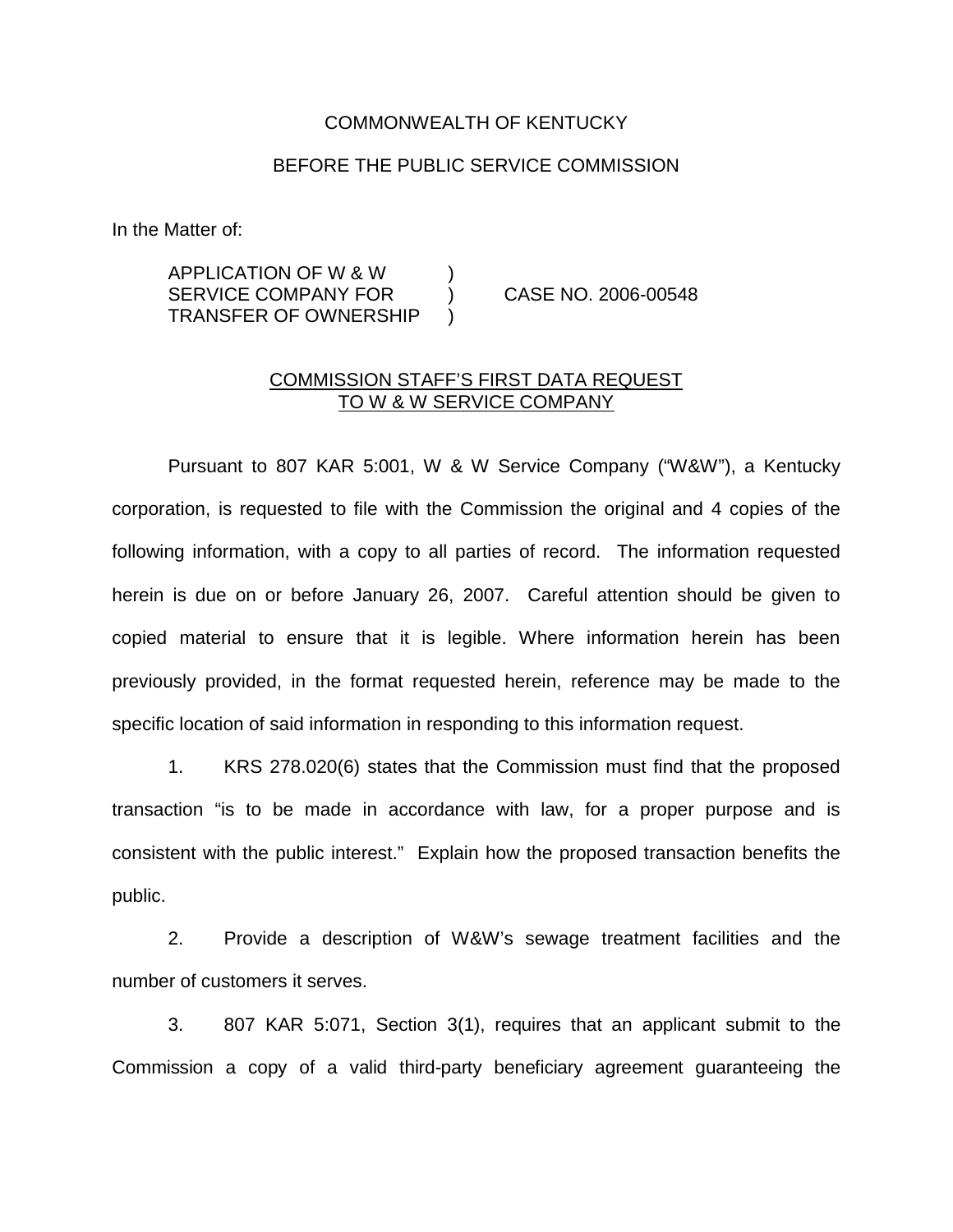COMMONWEALTH OF KENTUCKY

BEFORE THE PUBLIC SERVICE COMMISSION

In the Matter of:

APPLICATION OF W & W SERVICE COMPANY FOR TRANSFER OF OWNERSHIP ) CASE NO. 2006-00548

COMMISSION STAFF'S FIRST DATA REQUEST TO W & W SERVICE COMPANY

Pursuant to 807 KAR 5:001, W & W Service Company ("W&W"), a Kentucky corporation, is requested to file with the Commission the original and 4 copies of the following information, with a copy to all parties of record. The information requested herein is due on or before January 26, 2007. Careful attention should be given to copied material to ensure that it is legible. Where information herein has been previously provided, in the format requested herein, reference may be made to the specific location of said information in responding to this information request.

1. KRS 278.020(6) states that the Commission must find that the proposed transaction "is to be made in accordance with law, for a proper purpose and is consistent with the public interest." Explain how the proposed transaction benefits the public.

2. Provide a description of W&W's sewage treatment facilities and the number of customers it serves.

3. 807 KAR 5:071, Section 3(1), requires that an applicant submit to the Commission a copy of a valid third-party beneficiary agreement guaranteeing the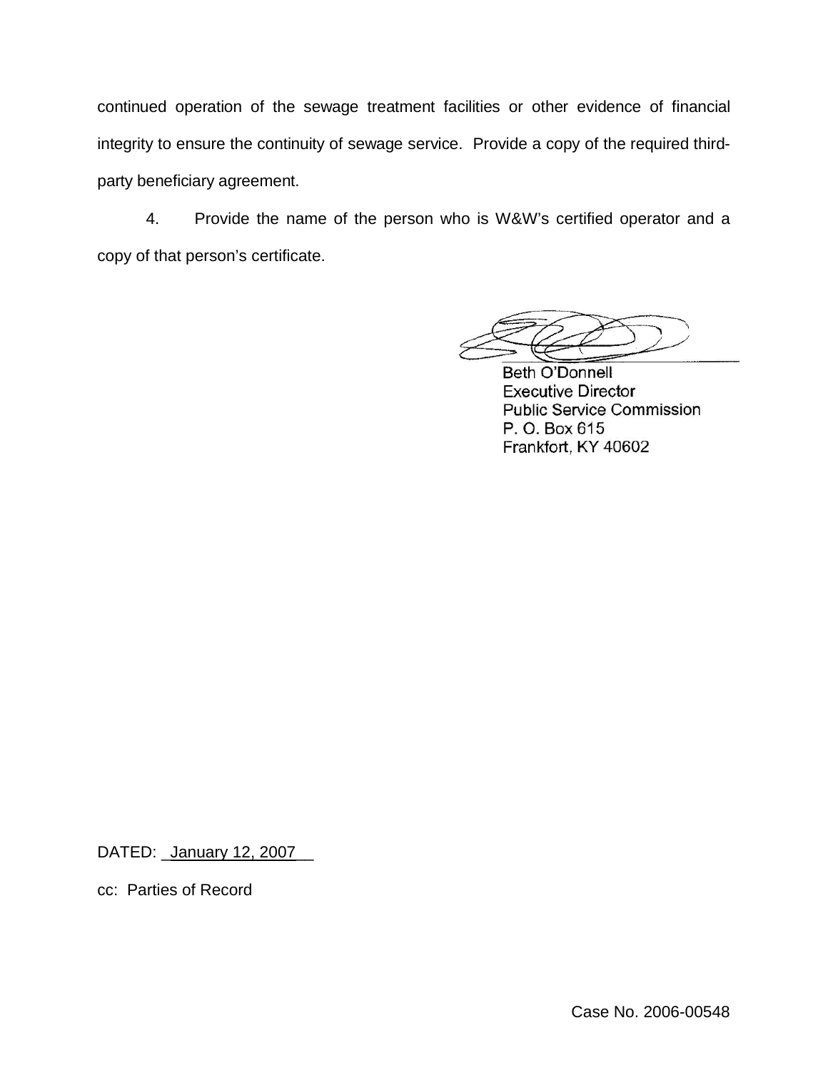continued operation of the sewage treatment facilities or other evidence of financial integrity to ensure the continuity of sewage service. Provide a copy of the required third-party beneficiary agreement.

4. Provide the name of the person who is W&W's certified operator and a copy of that person's certificate.

Beth O'Donnell
Executive Director
Public Service Commission
P. O. Box 615
Frankfort, KY 40602

DATED: January 12, 2007

cc: Parties of Record

Case No. 2006-00548